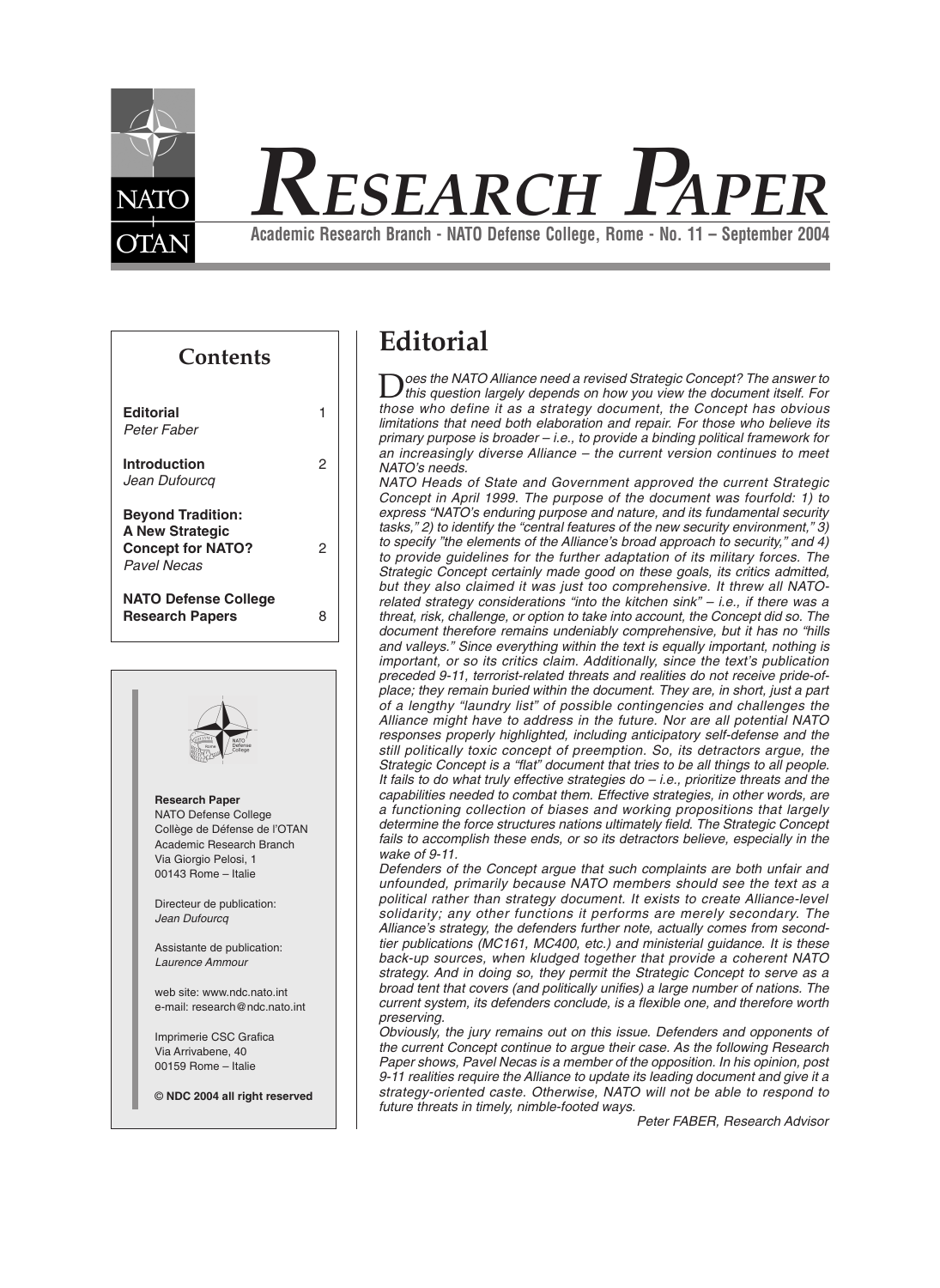# RESEARCH PAPER

**Academic Research Branch - NATO Defense College, Rome - No. 11 – September 2004**

## Contents

| | |
|---|---|
| **Editorial** *Peter Faber* | 1 |
| **Introduction** *Jean Dufourcq* | 2 |
| **Beyond Tradition: A New Strategic Concept for NATO?** *Pavel Necas* | 2 |
| **NATO Defense College Research Papers** | 8 |

**Research Paper**
NATO Defense College
Collège de Défense de l'OTAN
Academic Research Branch
Via Giorgio Pelosi, 1
00143 Rome – Italie

Directeur de publication:
*Jean Dufourcq*

Assistante de publication:
*Laurence Ammour*

web site: www.ndc.nato.int
e-mail: research@ndc.nato.int

Imprimerie CSC Grafica
Via Arrivabene, 40
00159 Rome – Italie

**© NDC 2004 all right reserved**

# Editorial

*Does the NATO Alliance need a revised Strategic Concept? The answer to this question largely depends on how you view the document itself. For those who define it as a strategy document, the Concept has obvious limitations that need both elaboration and repair. For those who believe its primary purpose is broader – i.e., to provide a binding political framework for an increasingly diverse Alliance – the current version continues to meet NATO's needs.*

*NATO Heads of State and Government approved the current Strategic Concept in April 1999. The purpose of the document was fourfold: 1) to express "NATO's enduring purpose and nature, and its fundamental security tasks," 2) to identify the "central features of the new security environment," 3) to specify "the elements of the Alliance's broad approach to security," and 4) to provide guidelines for the further adaptation of its military forces. The Strategic Concept certainly made good on these goals, its critics admitted, but they also claimed it was just too comprehensive. It threw all NATO-related strategy considerations "into the kitchen sink" – i.e., if there was a threat, risk, challenge, or option to take into account, the Concept did so. The document therefore remains undeniably comprehensive, but it has no "hills and valleys." Since everything within the text is equally important, nothing is important, or so its critics claim. Additionally, since the text's publication preceded 9-11, terrorist-related threats and realities do not receive pride-of-place; they remain buried within the document. They are, in short, just a part of a lengthy "laundry list" of possible contingencies and challenges the Alliance might have to address in the future. Nor are all potential NATO responses properly highlighted, including anticipatory self-defense and the still politically toxic concept of preemption. So, its detractors argue, the Strategic Concept is a "flat" document that tries to be all things to all people. It fails to do what truly effective strategies do – i.e., prioritize threats and the capabilities needed to combat them. Effective strategies, in other words, are a functioning collection of biases and working propositions that largely determine the force structures nations ultimately field. The Strategic Concept fails to accomplish these ends, or so its detractors believe, especially in the wake of 9-11.*

*Defenders of the Concept argue that such complaints are both unfair and unfounded, primarily because NATO members should see the text as a political rather than strategy document. It exists to create Alliance-level solidarity; any other functions it performs are merely secondary. The Alliance's strategy, the defenders further note, actually comes from second-tier publications (MC161, MC400, etc.) and ministerial guidance. It is these back-up sources, when kludged together that provide a coherent NATO strategy. And in doing so, they permit the Strategic Concept to serve as a broad tent that covers (and politically unifies) a large number of nations. The current system, its defenders conclude, is a flexible one, and therefore worth preserving.*

*Obviously, the jury remains out on this issue. Defenders and opponents of the current Concept continue to argue their case. As the following Research Paper shows, Pavel Necas is a member of the opposition. In his opinion, post 9-11 realities require the Alliance to update its leading document and give it a strategy-oriented caste. Otherwise, NATO will not be able to respond to future threats in timely, nimble-footed ways.*

*Peter FABER, Research Advisor*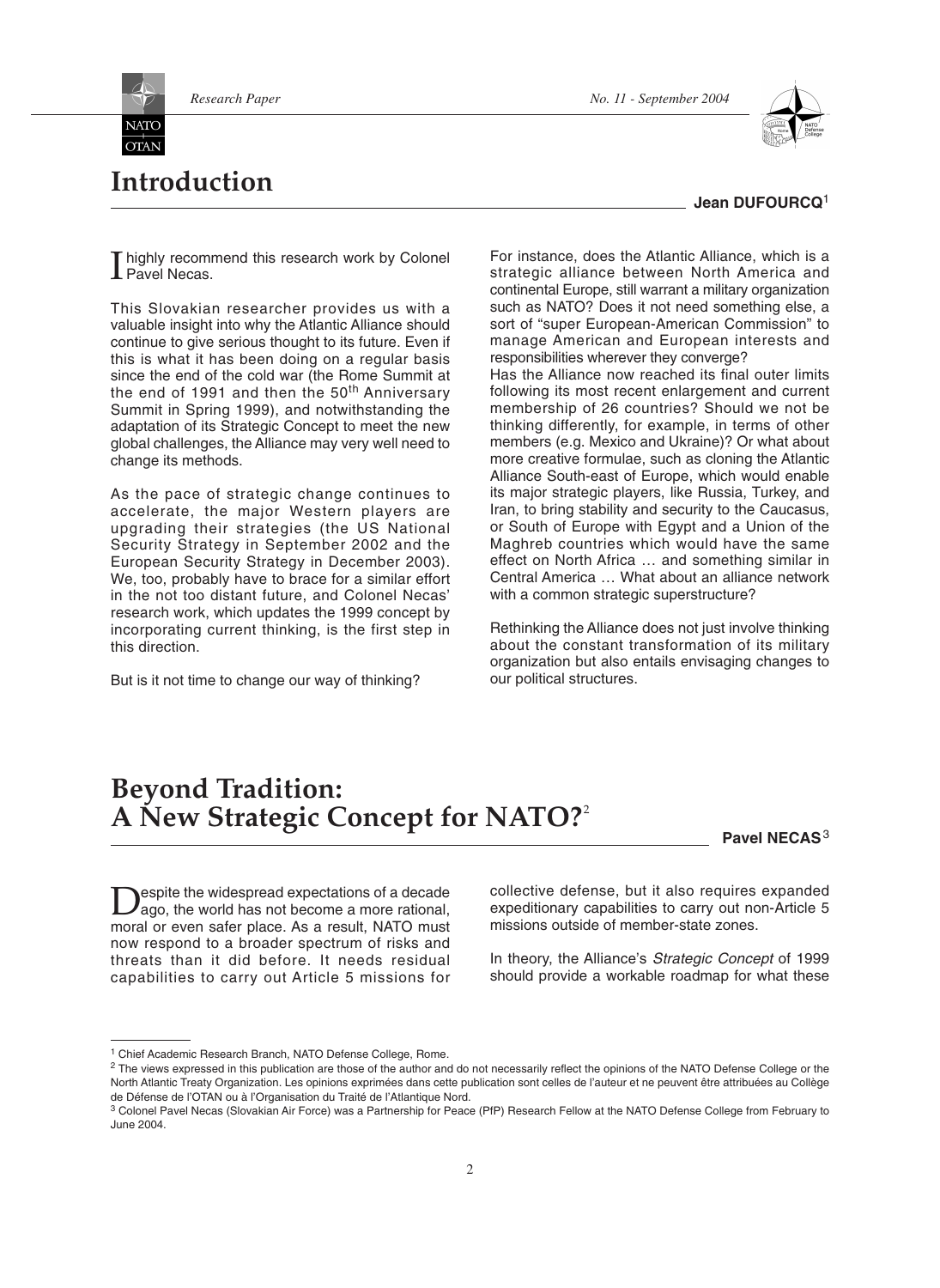# Introduction

**Jean DUFOURCQ**[1]

I highly recommend this research work by Colonel Pavel Necas.

This Slovakian researcher provides us with a valuable insight into why the Atlantic Alliance should continue to give serious thought to its future. Even if this is what it has been doing on a regular basis since the end of the cold war (the Rome Summit at the end of 1991 and then the 50th Anniversary Summit in Spring 1999), and notwithstanding the adaptation of its Strategic Concept to meet the new global challenges, the Alliance may very well need to change its methods.

As the pace of strategic change continues to accelerate, the major Western players are upgrading their strategies (the US National Security Strategy in September 2002 and the European Security Strategy in December 2003). We, too, probably have to brace for a similar effort in the not too distant future, and Colonel Necas' research work, which updates the 1999 concept by incorporating current thinking, is the first step in this direction.

But is it not time to change our way of thinking?

For instance, does the Atlantic Alliance, which is a strategic alliance between North America and continental Europe, still warrant a military organization such as NATO? Does it not need something else, a sort of "super European-American Commission" to manage American and European interests and responsibilities wherever they converge?
Has the Alliance now reached its final outer limits following its most recent enlargement and current membership of 26 countries? Should we not be thinking differently, for example, in terms of other members (e.g. Mexico and Ukraine)? Or what about more creative formulae, such as cloning the Atlantic Alliance South-east of Europe, which would enable its major strategic players, like Russia, Turkey, and Iran, to bring stability and security to the Caucasus, or South of Europe with Egypt and a Union of the Maghreb countries which would have the same effect on North Africa … and something similar in Central America … What about an alliance network with a common strategic superstructure?

Rethinking the Alliance does not just involve thinking about the constant transformation of its military organization but also entails envisaging changes to our political structures.

# Beyond Tradition: A New Strategic Concept for NATO?[2]

**Pavel NECAS**[3]

Despite the widespread expectations of a decade ago, the world has not become a more rational, moral or even safer place. As a result, NATO must now respond to a broader spectrum of risks and threats than it did before. It needs residual capabilities to carry out Article 5 missions for collective defense, but it also requires expanded expeditionary capabilities to carry out non-Article 5 missions outside of member-state zones.

In theory, the Alliance's *Strategic Concept* of 1999 should provide a workable roadmap for what these

---

[1] Chief Academic Research Branch, NATO Defense College, Rome.

[2] The views expressed in this publication are those of the author and do not necessarily reflect the opinions of the NATO Defense College or the North Atlantic Treaty Organization. Les opinions exprimées dans cette publication sont celles de l'auteur et ne peuvent être attribuées au Collège de Défense de l'OTAN ou à l'Organisation du Traité de l'Atlantique Nord.

[3] Colonel Pavel Necas (Slovakian Air Force) was a Partnership for Peace (PfP) Research Fellow at the NATO Defense College from February to June 2004.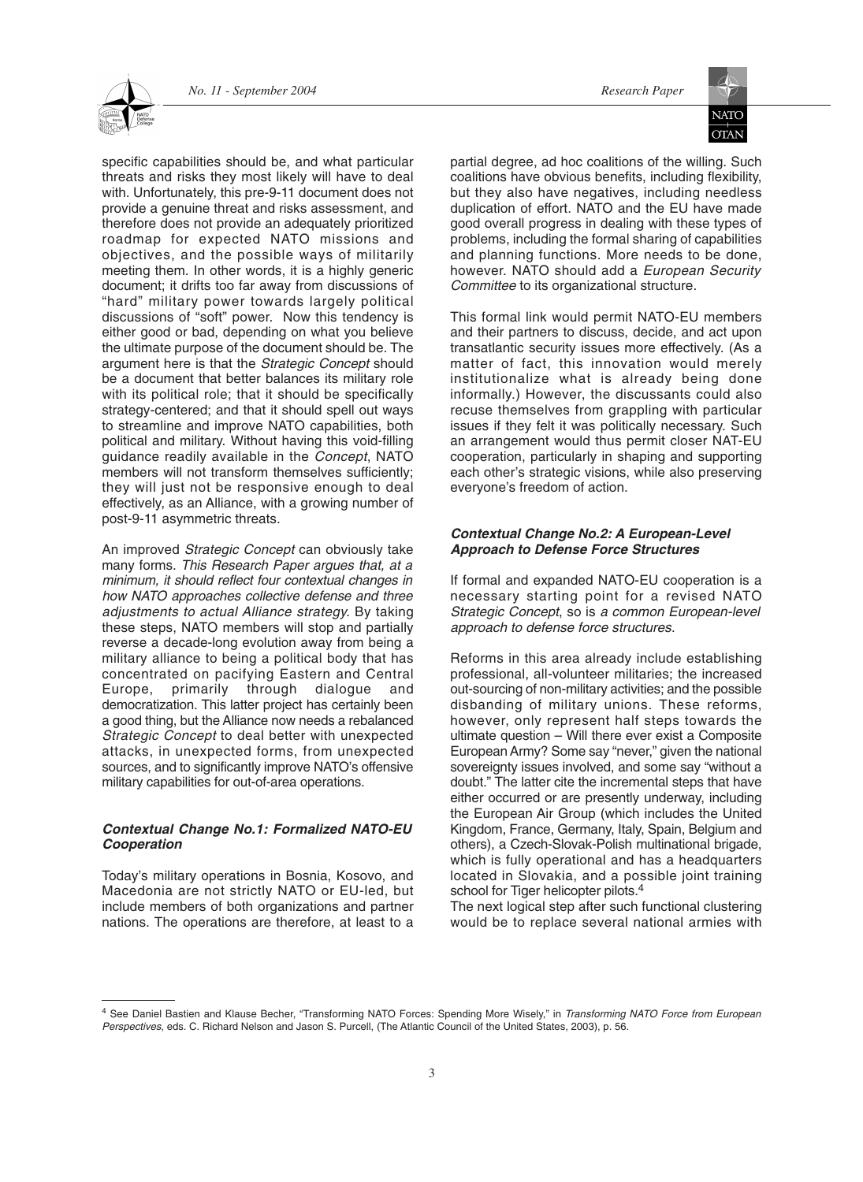specific capabilities should be, and what particular threats and risks they most likely will have to deal with. Unfortunately, this pre-9-11 document does not provide a genuine threat and risks assessment, and therefore does not provide an adequately prioritized roadmap for expected NATO missions and objectives, and the possible ways of militarily meeting them. In other words, it is a highly generic document; it drifts too far away from discussions of "hard" military power towards largely political discussions of "soft" power. Now this tendency is either good or bad, depending on what you believe the ultimate purpose of the document should be. The argument here is that the *Strategic Concept* should be a document that better balances its military role with its political role; that it should be specifically strategy-centered; and that it should spell out ways to streamline and improve NATO capabilities, both political and military. Without having this void-filling guidance readily available in the *Concept*, NATO members will not transform themselves sufficiently; they will just not be responsive enough to deal effectively, as an Alliance, with a growing number of post-9-11 asymmetric threats.

An improved *Strategic Concept* can obviously take many forms. *This Research Paper argues that, at a minimum, it should reflect four contextual changes in how NATO approaches collective defense and three adjustments to actual Alliance strategy.* By taking these steps, NATO members will stop and partially reverse a decade-long evolution away from being a military alliance to being a political body that has concentrated on pacifying Eastern and Central Europe, primarily through dialogue and democratization. This latter project has certainly been a good thing, but the Alliance now needs a rebalanced *Strategic Concept* to deal better with unexpected attacks, in unexpected forms, from unexpected sources, and to significantly improve NATO's offensive military capabilities for out-of-area operations.

#### *Contextual Change No.1: Formalized NATO-EU Cooperation*

Today's military operations in Bosnia, Kosovo, and Macedonia are not strictly NATO or EU-led, but include members of both organizations and partner nations. The operations are therefore, at least to a partial degree, ad hoc coalitions of the willing. Such coalitions have obvious benefits, including flexibility, but they also have negatives, including needless duplication of effort. NATO and the EU have made good overall progress in dealing with these types of problems, including the formal sharing of capabilities and planning functions. More needs to be done, however. NATO should add a *European Security Committee* to its organizational structure.

This formal link would permit NATO-EU members and their partners to discuss, decide, and act upon transatlantic security issues more effectively. (As a matter of fact, this innovation would merely institutionalize what is already being done informally.) However, the discussants could also recuse themselves from grappling with particular issues if they felt it was politically necessary. Such an arrangement would thus permit closer NAT-EU cooperation, particularly in shaping and supporting each other's strategic visions, while also preserving everyone's freedom of action.

#### *Contextual Change No.2: A European-Level Approach to Defense Force Structures*

If formal and expanded NATO-EU cooperation is a necessary starting point for a revised NATO *Strategic Concept*, so is *a common European-level approach to defense force structures.*

Reforms in this area already include establishing professional, all-volunteer militaries; the increased out-sourcing of non-military activities; and the possible disbanding of military unions. These reforms, however, only represent half steps towards the ultimate question – Will there ever exist a Composite European Army? Some say "never," given the national sovereignty issues involved, and some say "without a doubt." The latter cite the incremental steps that have either occurred or are presently underway, including the European Air Group (which includes the United Kingdom, France, Germany, Italy, Spain, Belgium and others), a Czech-Slovak-Polish multinational brigade, which is fully operational and has a headquarters located in Slovakia, and a possible joint training school for Tiger helicopter pilots.[4]

The next logical step after such functional clustering would be to replace several national armies with

---

[4] See Daniel Bastien and Klause Becher, "Transforming NATO Forces: Spending More Wisely," in *Transforming NATO Force from European Perspectives*, eds. C. Richard Nelson and Jason S. Purcell, (The Atlantic Council of the United States, 2003), p. 56.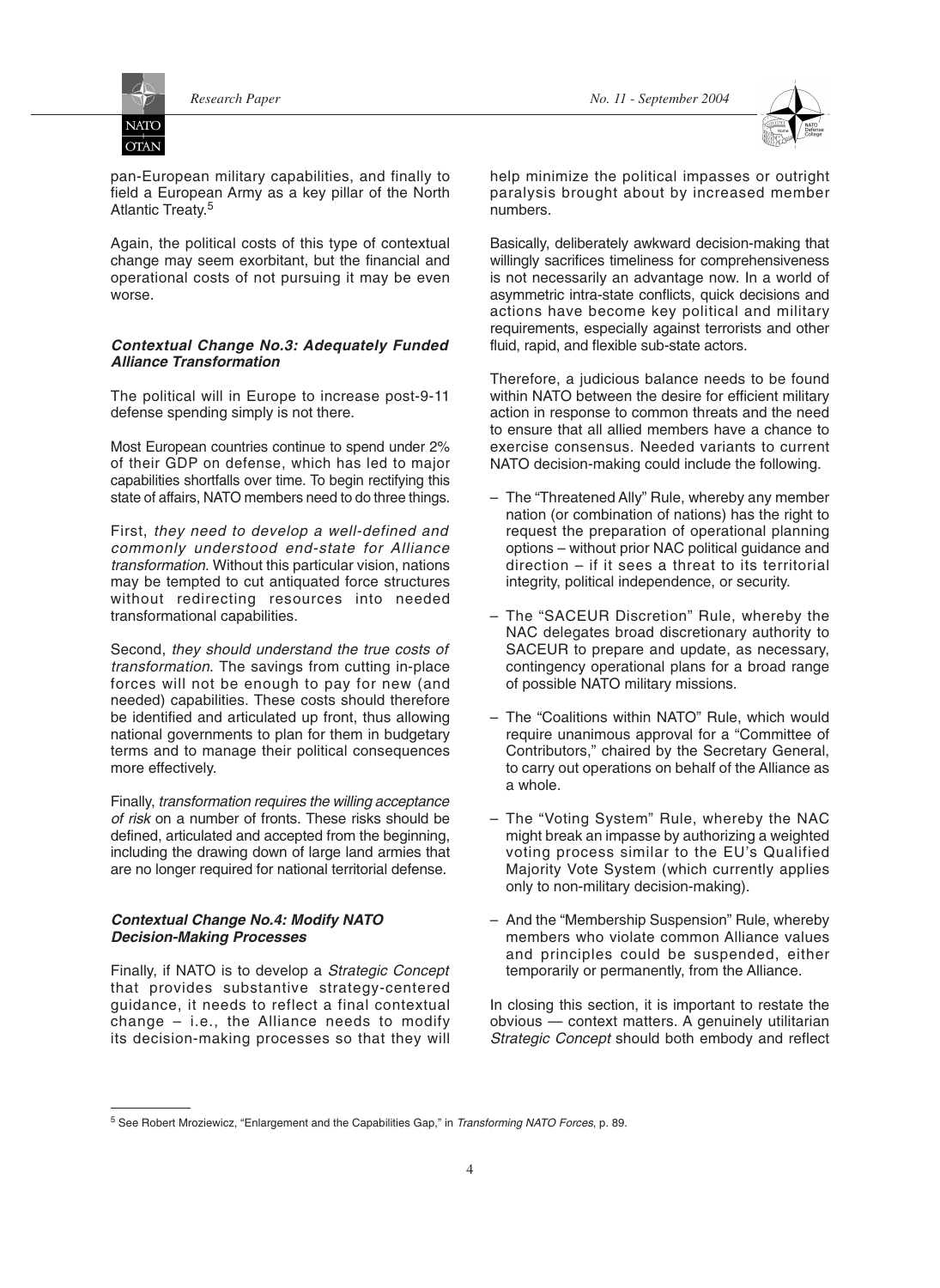pan-European military capabilities, and finally to field a European Army as a key pillar of the North Atlantic Treaty.[5]

Again, the political costs of this type of contextual change may seem exorbitant, but the financial and operational costs of not pursuing it may be even worse.

### *Contextual Change No.3: Adequately Funded Alliance Transformation*

The political will in Europe to increase post-9-11 defense spending simply is not there.

Most European countries continue to spend under 2% of their GDP on defense, which has led to major capabilities shortfalls over time. To begin rectifying this state of affairs, NATO members need to do three things.

First, *they need to develop a well-defined and commonly understood end-state for Alliance transformation.* Without this particular vision, nations may be tempted to cut antiquated force structures without redirecting resources into needed transformational capabilities.

Second, *they should understand the true costs of transformation*. The savings from cutting in-place forces will not be enough to pay for new (and needed) capabilities. These costs should therefore be identified and articulated up front, thus allowing national governments to plan for them in budgetary terms and to manage their political consequences more effectively.

Finally, *transformation requires the willing acceptance of risk* on a number of fronts. These risks should be defined, articulated and accepted from the beginning, including the drawing down of large land armies that are no longer required for national territorial defense.

### *Contextual Change No.4: Modify NATO Decision-Making Processes*

Finally, if NATO is to develop a *Strategic Concept* that provides substantive strategy-centered guidance, it needs to reflect a final contextual change – i.e., the Alliance needs to modify its decision-making processes so that they will help minimize the political impasses or outright paralysis brought about by increased member numbers.

Basically, deliberately awkward decision-making that willingly sacrifices timeliness for comprehensiveness is not necessarily an advantage now. In a world of asymmetric intra-state conflicts, quick decisions and actions have become key political and military requirements, especially against terrorists and other fluid, rapid, and flexible sub-state actors.

Therefore, a judicious balance needs to be found within NATO between the desire for efficient military action in response to common threats and the need to ensure that all allied members have a chance to exercise consensus. Needed variants to current NATO decision-making could include the following.

- The "Threatened Ally" Rule, whereby any member nation (or combination of nations) has the right to request the preparation of operational planning options – without prior NAC political guidance and direction – if it sees a threat to its territorial integrity, political independence, or security.
- The "SACEUR Discretion" Rule, whereby the NAC delegates broad discretionary authority to SACEUR to prepare and update, as necessary, contingency operational plans for a broad range of possible NATO military missions.
- The "Coalitions within NATO" Rule, which would require unanimous approval for a "Committee of Contributors," chaired by the Secretary General, to carry out operations on behalf of the Alliance as a whole.
- The "Voting System" Rule, whereby the NAC might break an impasse by authorizing a weighted voting process similar to the EU's Qualified Majority Vote System (which currently applies only to non-military decision-making).
- And the "Membership Suspension" Rule, whereby members who violate common Alliance values and principles could be suspended, either temporarily or permanently, from the Alliance.

In closing this section, it is important to restate the obvious — context matters. A genuinely utilitarian *Strategic Concept* should both embody and reflect

[5] See Robert Mroziewicz, "Enlargement and the Capabilities Gap," in *Transforming NATO Forces*, p. 89.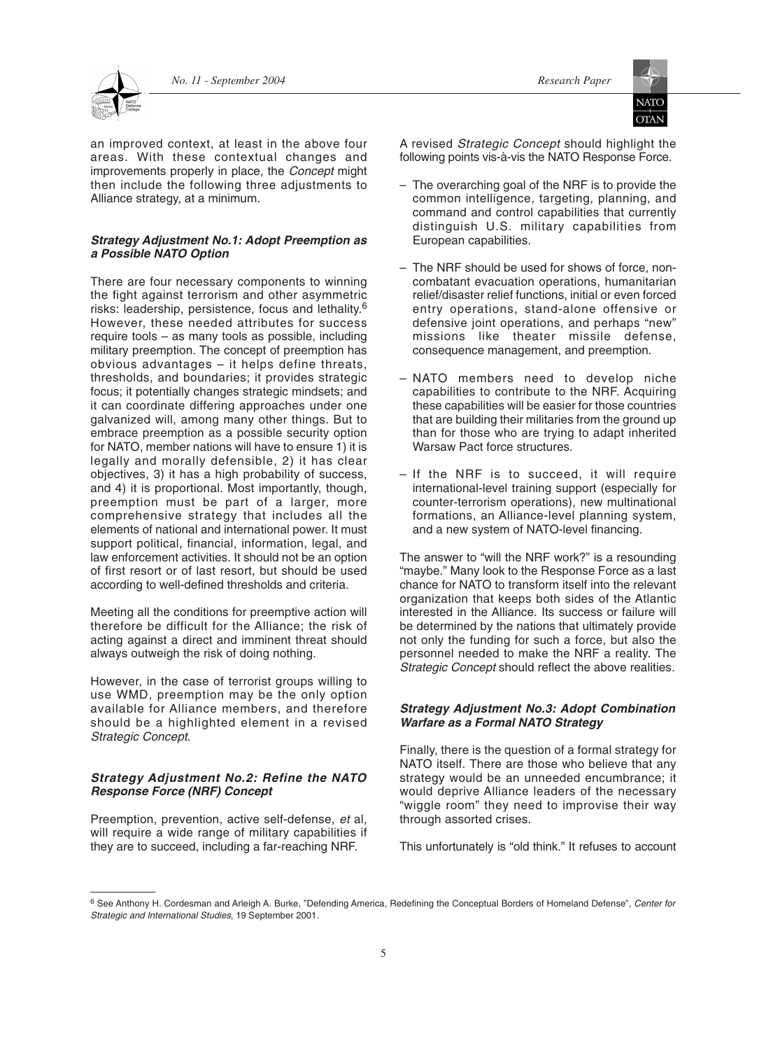an improved context, at least in the above four areas. With these contextual changes and improvements properly in place, the *Concept* might then include the following three adjustments to Alliance strategy, at a minimum.

***Strategy Adjustment No.1: Adopt Preemption as a Possible NATO Option***

There are four necessary components to winning the fight against terrorism and other asymmetric risks: leadership, persistence, focus and lethality.[6] However, these needed attributes for success require tools – as many tools as possible, including military preemption. The concept of preemption has obvious advantages – it helps define threats, thresholds, and boundaries; it provides strategic focus; it potentially changes strategic mindsets; and it can coordinate differing approaches under one galvanized will, among many other things. But to embrace preemption as a possible security option for NATO, member nations will have to ensure 1) it is legally and morally defensible, 2) it has clear objectives, 3) it has a high probability of success, and 4) it is proportional. Most importantly, though, preemption must be part of a larger, more comprehensive strategy that includes all the elements of national and international power. It must support political, financial, information, legal, and law enforcement activities. It should not be an option of first resort or of last resort, but should be used according to well-defined thresholds and criteria.

Meeting all the conditions for preemptive action will therefore be difficult for the Alliance; the risk of acting against a direct and imminent threat should always outweigh the risk of doing nothing.

However, in the case of terrorist groups willing to use WMD, preemption may be the only option available for Alliance members, and therefore should be a highlighted element in a revised *Strategic Concept*.

***Strategy Adjustment No.2: Refine the NATO Response Force (NRF) Concept***

Preemption, prevention, active self-defense, *et* al, will require a wide range of military capabilities if they are to succeed, including a far-reaching NRF.

A revised *Strategic Concept* should highlight the following points vis-à-vis the NATO Response Force.

- The overarching goal of the NRF is to provide the common intelligence, targeting, planning, and command and control capabilities that currently distinguish U.S. military capabilities from European capabilities.
- The NRF should be used for shows of force, non-combatant evacuation operations, humanitarian relief/disaster relief functions, initial or even forced entry operations, stand-alone offensive or defensive joint operations, and perhaps "new" missions like theater missile defense, consequence management, and preemption.
- NATO members need to develop niche capabilities to contribute to the NRF. Acquiring these capabilities will be easier for those countries that are building their militaries from the ground up than for those who are trying to adapt inherited Warsaw Pact force structures.
- If the NRF is to succeed, it will require international-level training support (especially for counter-terrorism operations), new multinational formations, an Alliance-level planning system, and a new system of NATO-level financing.

The answer to "will the NRF work?" is a resounding "maybe." Many look to the Response Force as a last chance for NATO to transform itself into the relevant organization that keeps both sides of the Atlantic interested in the Alliance. Its success or failure will be determined by the nations that ultimately provide not only the funding for such a force, but also the personnel needed to make the NRF a reality. The *Strategic Concept* should reflect the above realities.

***Strategy Adjustment No.3: Adopt Combination Warfare as a Formal NATO Strategy***

Finally, there is the question of a formal strategy for NATO itself. There are those who believe that any strategy would be an unneeded encumbrance; it would deprive Alliance leaders of the necessary "wiggle room" they need to improvise their way through assorted crises.

This unfortunately is "old think." It refuses to account

---

[6] See Anthony H. Cordesman and Arleigh A. Burke, "Defending America, Redefining the Conceptual Borders of Homeland Defense", *Center for Strategic and International Studies*, 19 September 2001.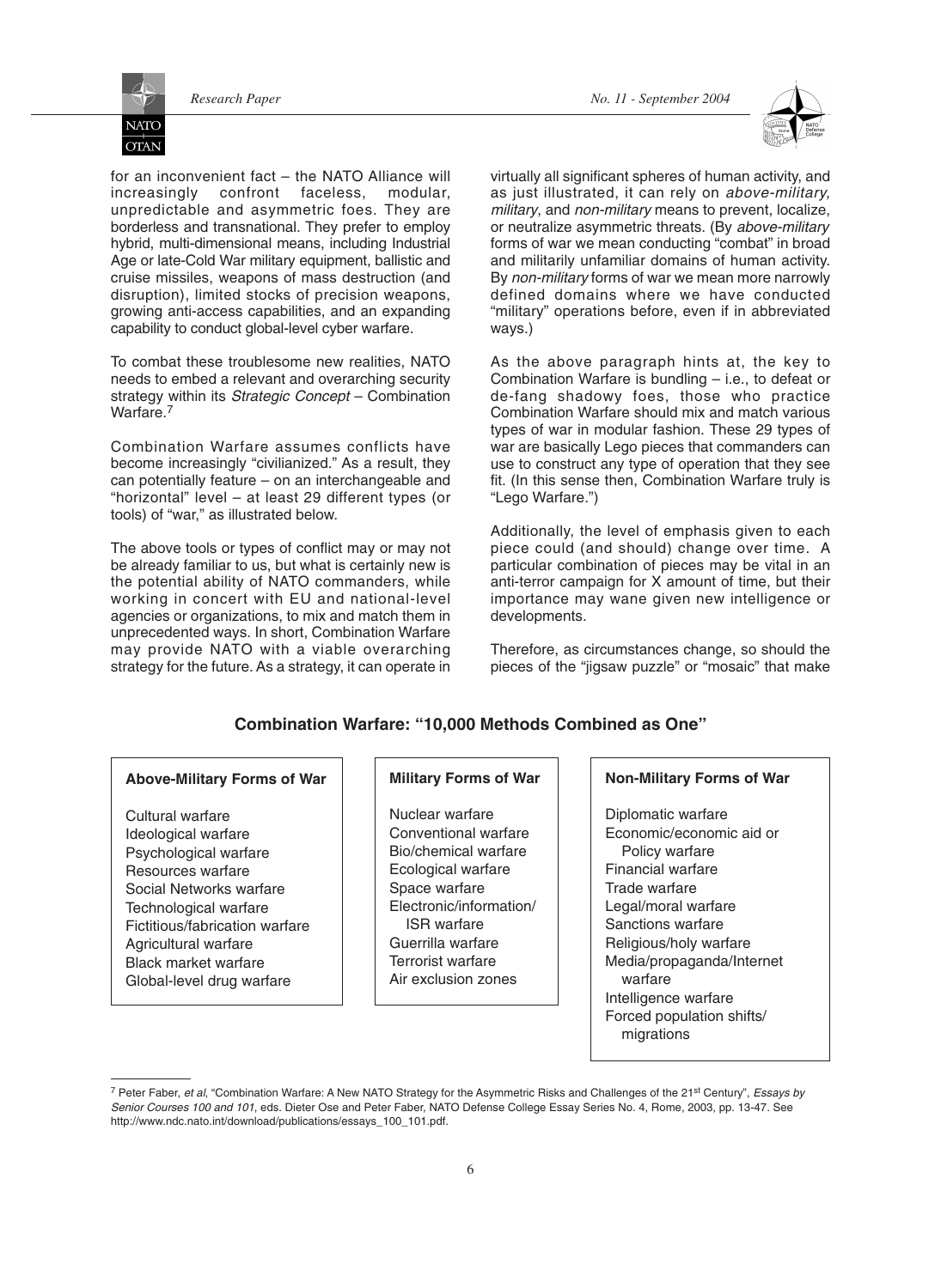for an inconvenient fact – the NATO Alliance will increasingly confront faceless, modular, unpredictable and asymmetric foes. They are borderless and transnational. They prefer to employ hybrid, multi-dimensional means, including Industrial Age or late-Cold War military equipment, ballistic and cruise missiles, weapons of mass destruction (and disruption), limited stocks of precision weapons, growing anti-access capabilities, and an expanding capability to conduct global-level cyber warfare.

To combat these troublesome new realities, NATO needs to embed a relevant and overarching security strategy within its *Strategic Concept* – Combination Warfare.[7]

Combination Warfare assumes conflicts have become increasingly "civilianized." As a result, they can potentially feature – on an interchangeable and "horizontal" level – at least 29 different types (or tools) of "war," as illustrated below.

The above tools or types of conflict may or may not be already familiar to us, but what is certainly new is the potential ability of NATO commanders, while working in concert with EU and national-level agencies or organizations, to mix and match them in unprecedented ways. In short, Combination Warfare may provide NATO with a viable overarching strategy for the future. As a strategy, it can operate in virtually all significant spheres of human activity, and as just illustrated, it can rely on *above-military, military*, and *non-military* means to prevent, localize, or neutralize asymmetric threats. (By *above-military* forms of war we mean conducting "combat" in broad and militarily unfamiliar domains of human activity. By *non-military* forms of war we mean more narrowly defined domains where we have conducted "military" operations before, even if in abbreviated ways.)

As the above paragraph hints at, the key to Combination Warfare is bundling – i.e., to defeat or de-fang shadowy foes, those who practice Combination Warfare should mix and match various types of war in modular fashion. These 29 types of war are basically Lego pieces that commanders can use to construct any type of operation that they see fit. (In this sense then, Combination Warfare truly is "Lego Warfare.")

Additionally, the level of emphasis given to each piece could (and should) change over time. A particular combination of pieces may be vital in an anti-terror campaign for X amount of time, but their importance may wane given new intelligence or developments.

Therefore, as circumstances change, so should the pieces of the "jigsaw puzzle" or "mosaic" that make

### Combination Warfare: "10,000 Methods Combined as One"

| Above-Military Forms of War | Military Forms of War | Non-Military Forms of War |
|---|---|---|
| Cultural warfare | Nuclear warfare | Diplomatic warfare |
| Ideological warfare | Conventional warfare | Economic/economic aid or Policy warfare |
| Psychological warfare | Bio/chemical warfare | Financial warfare |
| Resources warfare | Ecological warfare | Trade warfare |
| Social Networks warfare | Space warfare | Legal/moral warfare |
| Technological warfare | Electronic/information/ ISR warfare | Sanctions warfare |
| Fictitious/fabrication warfare | Guerrilla warfare | Religious/holy warfare |
| Agricultural warfare | Terrorist warfare | Media/propaganda/Internet warfare |
| Black market warfare | Air exclusion zones | Intelligence warfare |
| Global-level drug warfare | | Forced population shifts/ migrations |

[7] Peter Faber, *et al*, "Combination Warfare: A New NATO Strategy for the Asymmetric Risks and Challenges of the 21st Century", *Essays by Senior Courses 100 and 101*, eds. Dieter Ose and Peter Faber, NATO Defense College Essay Series No. 4, Rome, 2003, pp. 13-47. See http://www.ndc.nato.int/download/publications/essays_100_101.pdf.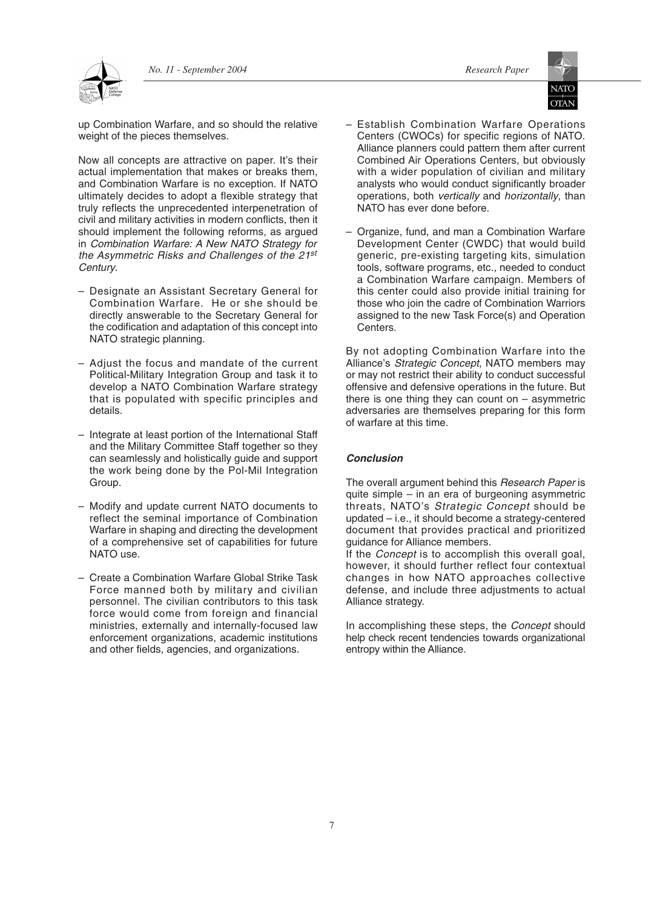up Combination Warfare, and so should the relative weight of the pieces themselves.

Now all concepts are attractive on paper. It's their actual implementation that makes or breaks them, and Combination Warfare is no exception. If NATO ultimately decides to adopt a flexible strategy that truly reflects the unprecedented interpenetration of civil and military activities in modern conflicts, then it should implement the following reforms, as argued in *Combination Warfare: A New NATO Strategy for the Asymmetric Risks and Challenges of the 21st Century*.

- Designate an Assistant Secretary General for Combination Warfare. He or she should be directly answerable to the Secretary General for the codification and adaptation of this concept into NATO strategic planning.
- Adjust the focus and mandate of the current Political-Military Integration Group and task it to develop a NATO Combination Warfare strategy that is populated with specific principles and details.
- Integrate at least portion of the International Staff and the Military Committee Staff together so they can seamlessly and holistically guide and support the work being done by the Pol-Mil Integration Group.
- Modify and update current NATO documents to reflect the seminal importance of Combination Warfare in shaping and directing the development of a comprehensive set of capabilities for future NATO use.
- Create a Combination Warfare Global Strike Task Force manned both by military and civilian personnel. The civilian contributors to this task force would come from foreign and financial ministries, externally and internally-focused law enforcement organizations, academic institutions and other fields, agencies, and organizations.
- Establish Combination Warfare Operations Centers (CWOCs) for specific regions of NATO. Alliance planners could pattern them after current Combined Air Operations Centers, but obviously with a wider population of civilian and military analysts who would conduct significantly broader operations, both *vertically* and *horizontally*, than NATO has ever done before.
- Organize, fund, and man a Combination Warfare Development Center (CWDC) that would build generic, pre-existing targeting kits, simulation tools, software programs, etc., needed to conduct a Combination Warfare campaign. Members of this center could also provide initial training for those who join the cadre of Combination Warriors assigned to the new Task Force(s) and Operation Centers.

By not adopting Combination Warfare into the Alliance's *Strategic Concept*, NATO members may or may not restrict their ability to conduct successful offensive and defensive operations in the future. But there is one thing they can count on – asymmetric adversaries are themselves preparing for this form of warfare at this time.

### *Conclusion*

The overall argument behind this *Research Paper* is quite simple – in an era of burgeoning asymmetric threats, NATO's *Strategic Concept* should be updated – i.e., it should become a strategy-centered document that provides practical and prioritized guidance for Alliance members.
If the *Concept* is to accomplish this overall goal, however, it should further reflect four contextual changes in how NATO approaches collective defense, and include three adjustments to actual Alliance strategy.

In accomplishing these steps, the *Concept* should help check recent tendencies towards organizational entropy within the Alliance.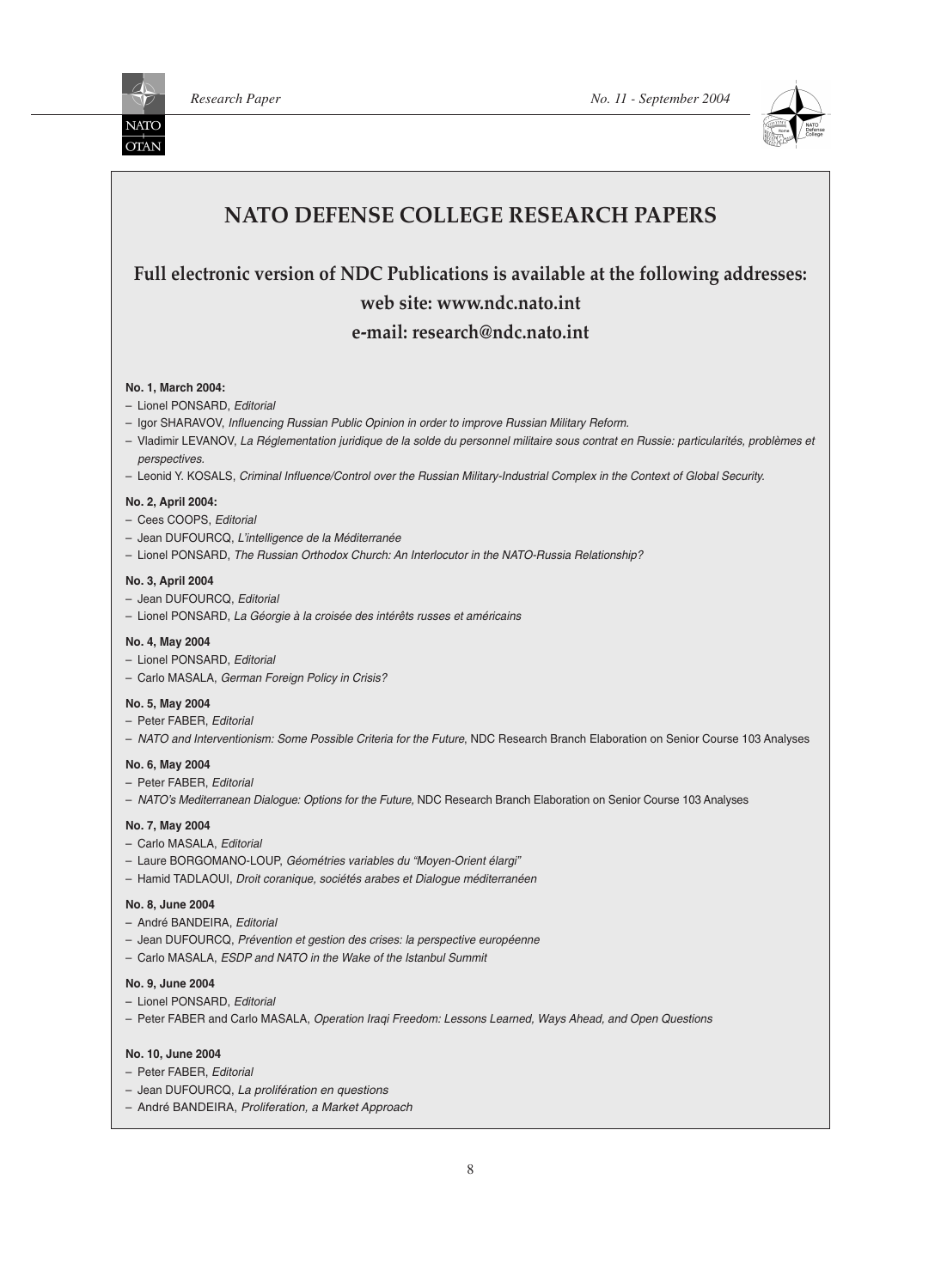# NATO DEFENSE COLLEGE RESEARCH PAPERS

## Full electronic version of NDC Publications is available at the following addresses:
## web site: www.ndc.nato.int
## e-mail: research@ndc.nato.int

**No. 1, March 2004:**

- Lionel PONSARD, *Editorial*
- Igor SHARAVOV, *Influencing Russian Public Opinion in order to improve Russian Military Reform.*
- Vladimir LEVANOV, *La Réglementation juridique de la solde du personnel militaire sous contrat en Russie: particularités, problèmes et perspectives.*
- Leonid Y. KOSALS, *Criminal Influence/Control over the Russian Military-Industrial Complex in the Context of Global Security.*

**No. 2, April 2004:**

- Cees COOPS, *Editorial*
- Jean DUFOURCQ, *L'intelligence de la Méditerranée*
- Lionel PONSARD, *The Russian Orthodox Church: An Interlocutor in the NATO-Russia Relationship?*

**No. 3, April 2004**

- Jean DUFOURCQ, *Editorial*
- Lionel PONSARD, *La Géorgie à la croisée des intérêts russes et américains*

**No. 4, May 2004**

- Lionel PONSARD, *Editorial*
- Carlo MASALA, *German Foreign Policy in Crisis?*

**No. 5, May 2004**

- Peter FABER, *Editorial*
- *NATO and Interventionism: Some Possible Criteria for the Future*, NDC Research Branch Elaboration on Senior Course 103 Analyses

**No. 6, May 2004**

- Peter FABER, *Editorial*
- *NATO's Mediterranean Dialogue: Options for the Future*, NDC Research Branch Elaboration on Senior Course 103 Analyses

**No. 7, May 2004**

- Carlo MASALA, *Editorial*
- Laure BORGOMANO-LOUP, *Géométries variables du "Moyen-Orient élargi"*
- Hamid TADLAOUI, *Droit coranique, sociétés arabes et Dialogue méditerranéen*

**No. 8, June 2004**

- André BANDEIRA, *Editorial*
- Jean DUFOURCQ, *Prévention et gestion des crises: la perspective européenne*
- Carlo MASALA, *ESDP and NATO in the Wake of the Istanbul Summit*

**No. 9, June 2004**

- Lionel PONSARD, *Editorial*
- Peter FABER and Carlo MASALA, *Operation Iraqi Freedom: Lessons Learned, Ways Ahead, and Open Questions*

**No. 10, June 2004**

- Peter FABER, *Editorial*
- Jean DUFOURCQ, *La prolifération en questions*
- André BANDEIRA, *Proliferation, a Market Approach*